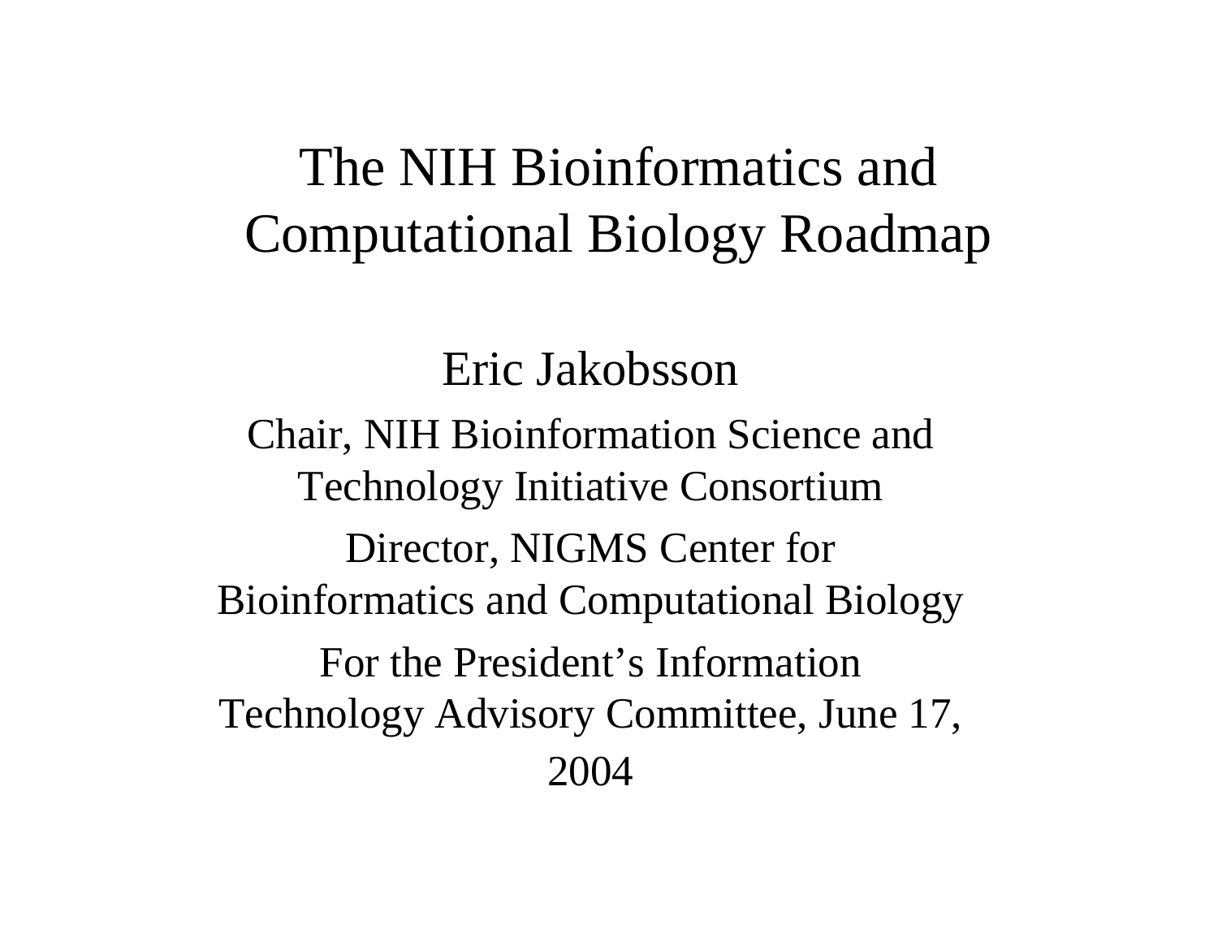# The NIH Bioinformatics and Computational Biology Roadmap

Eric Jakobsson

Chair, NIH Bioinformation Science and Technology Initiative Consortium

Director, NIGMS Center for Bioinformatics and Computational Biology

For the President's Information Technology Advisory Committee, June 17, 2004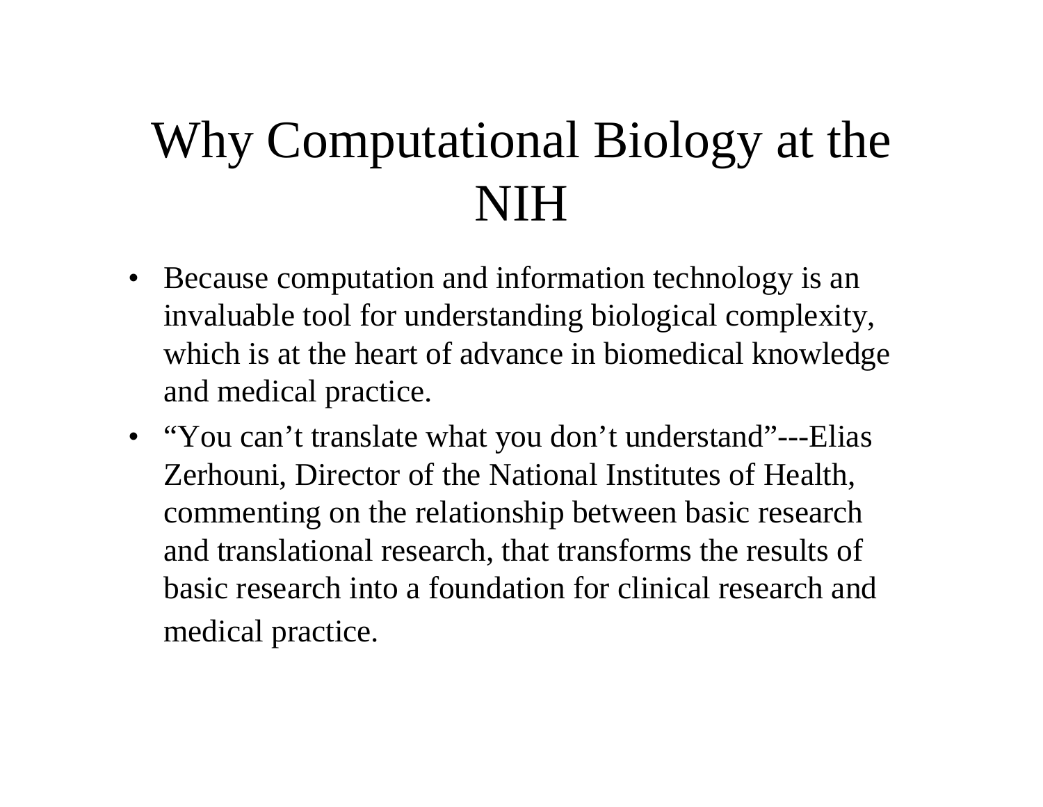# Why Computational Biology at the NIH

- Because computation and information technology is an invaluable tool for understanding biological complexity, which is at the heart of advance in biomedical knowledge and medical practice.
- “You can’t translate what you don’t understand”---Elias Zerhouni, Director of the National Institutes of Health, commenting on the relationship between basic research and translational research, that transforms the results of basic research into a foundation for clinical research and medical practice.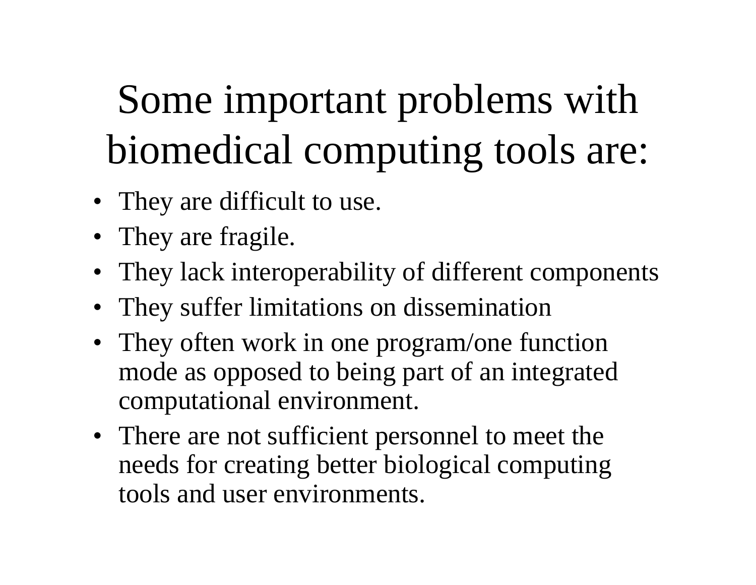# Some important problems with biomedical computing tools are:

- They are difficult to use.
- They are fragile.
- They lack interoperability of different components
- They suffer limitations on dissemination
- They often work in one program/one function mode as opposed to being part of an integrated computational environment.
- There are not sufficient personnel to meet the needs for creating better biological computing tools and user environments.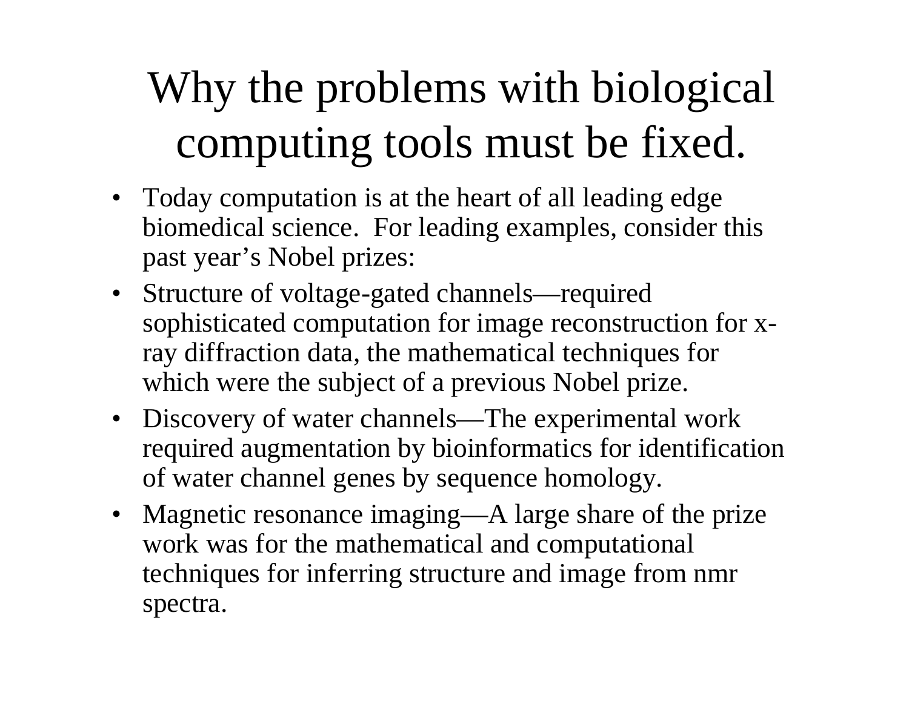# Why the problems with biological computing tools must be fixed.

- Today computation is at the heart of all leading edge biomedical science. For leading examples, consider this past year's Nobel prizes:
- Structure of voltage-gated channels—required sophisticated computation for image reconstruction for x-ray diffraction data, the mathematical techniques for which were the subject of a previous Nobel prize.
- Discovery of water channels—The experimental work required augmentation by bioinformatics for identification of water channel genes by sequence homology.
- Magnetic resonance imaging—A large share of the prize work was for the mathematical and computational techniques for inferring structure and image from nmr spectra.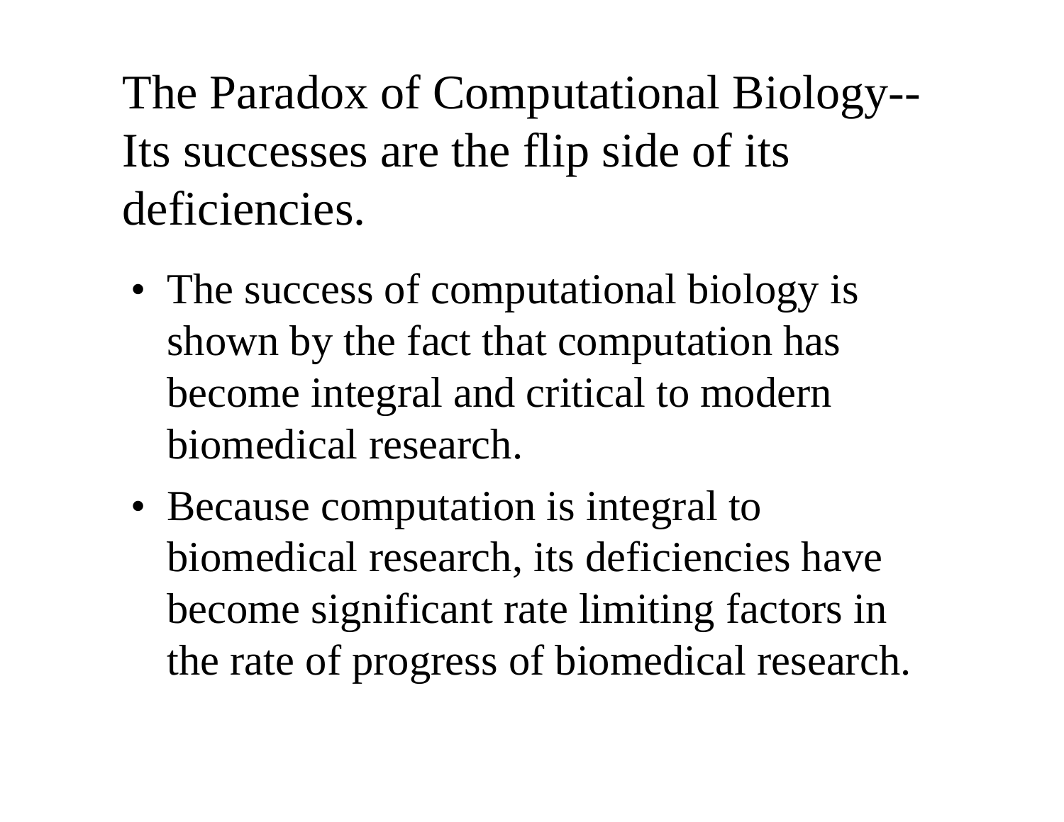# The Paradox of Computational Biology--Its successes are the flip side of its deficiencies.

- The success of computational biology is shown by the fact that computation has become integral and critical to modern biomedical research.
- Because computation is integral to biomedical research, its deficiencies have become significant rate limiting factors in the rate of progress of biomedical research.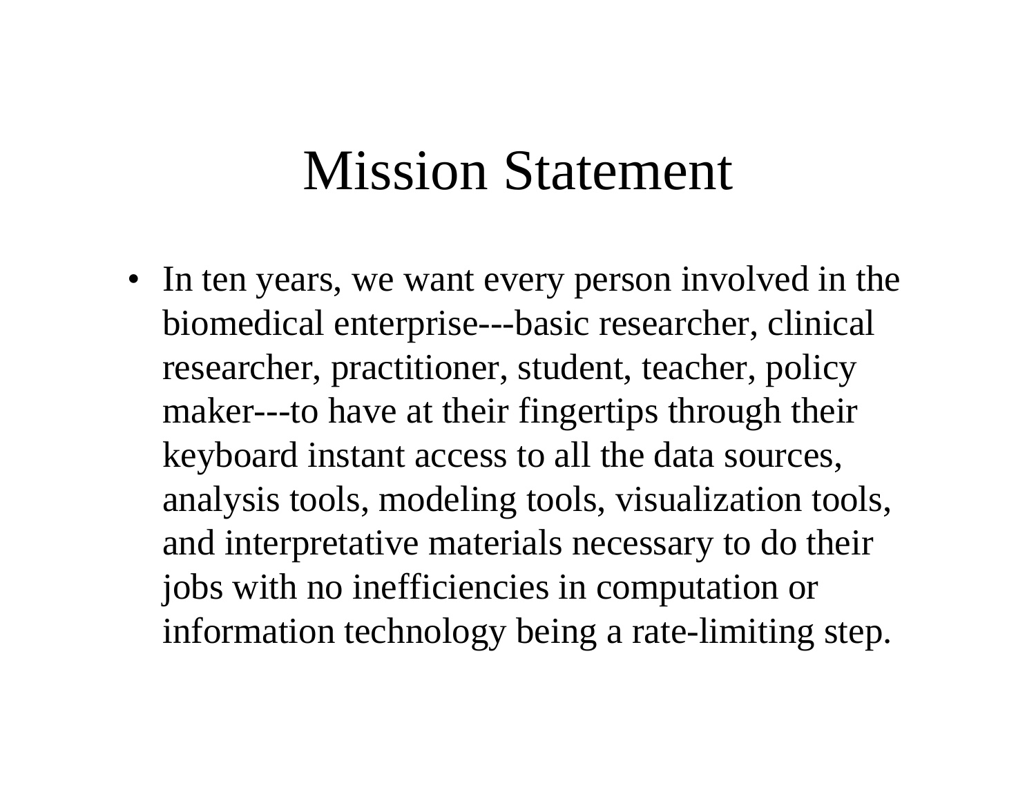# Mission Statement

- In ten years, we want every person involved in the biomedical enterprise---basic researcher, clinical researcher, practitioner, student, teacher, policy maker---to have at their fingertips through their keyboard instant access to all the data sources, analysis tools, modeling tools, visualization tools, and interpretative materials necessary to do their jobs with no inefficiencies in computation or information technology being a rate-limiting step.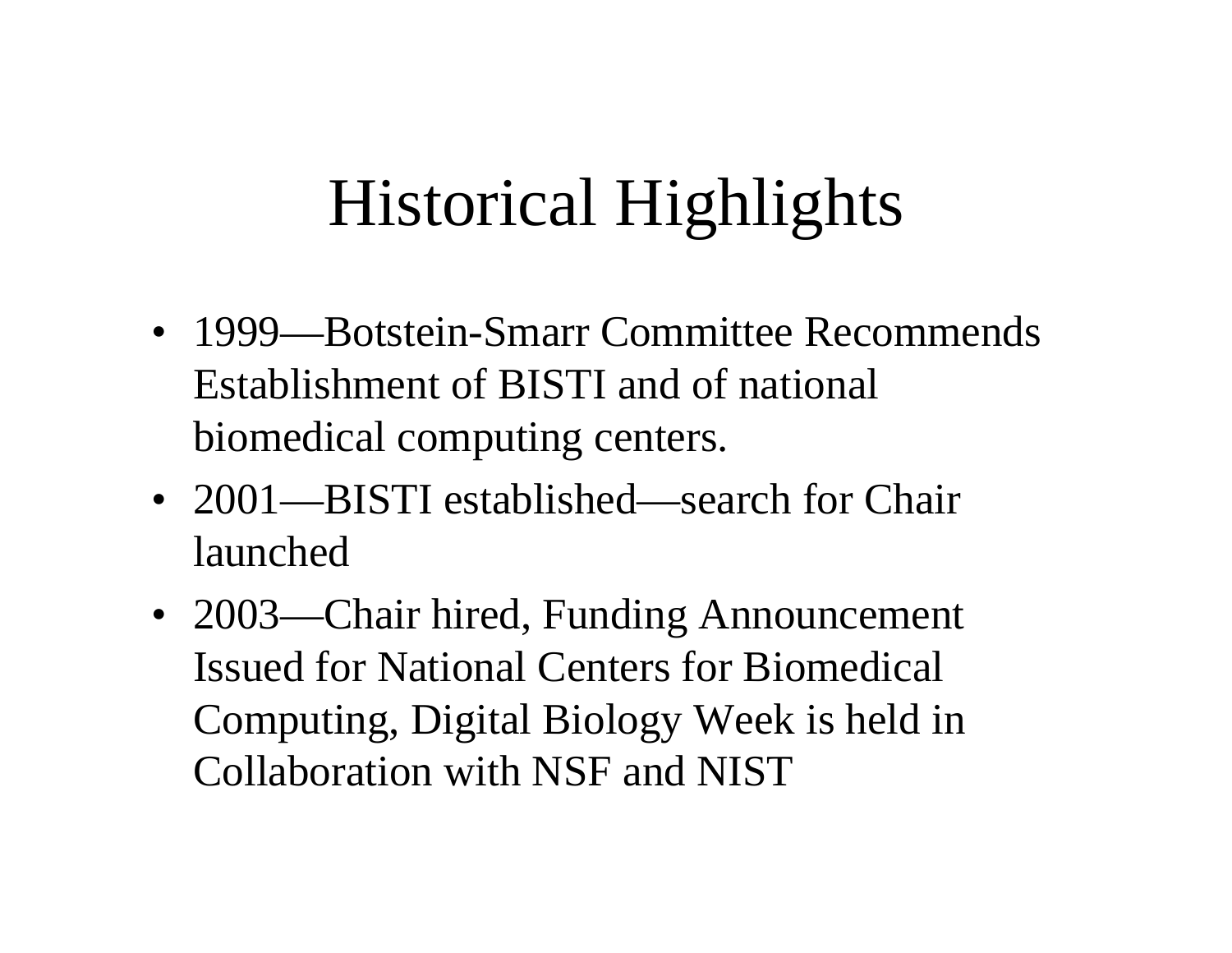# Historical Highlights

- 1999—Botstein-Smarr Committee Recommends Establishment of BISTI and of national biomedical computing centers.
- 2001—BISTI established—search for Chair launched
- 2003—Chair hired, Funding Announcement Issued for National Centers for Biomedical Computing, Digital Biology Week is held in Collaboration with NSF and NIST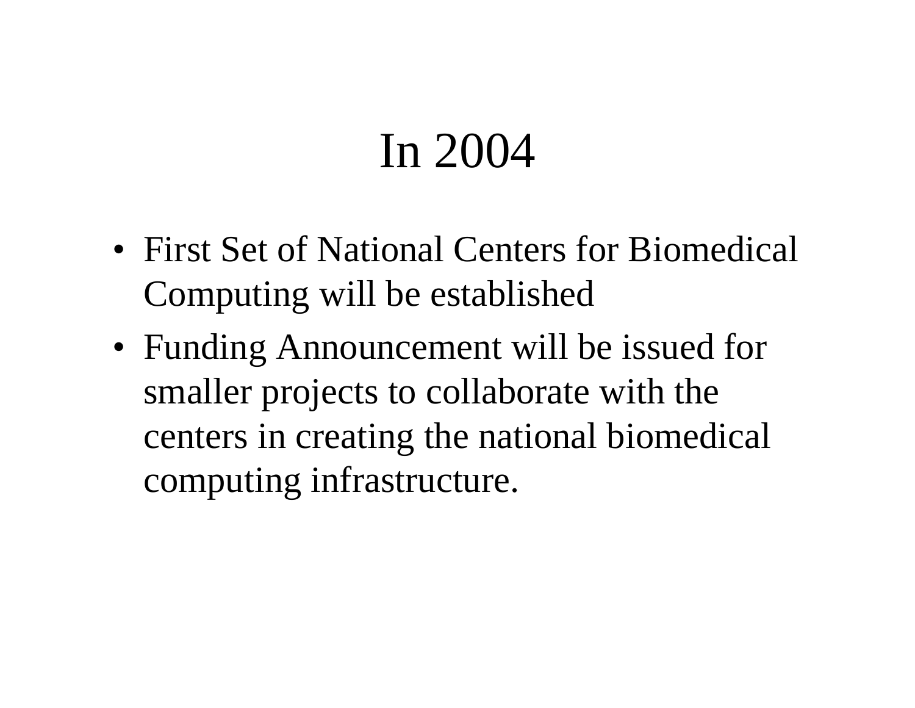# In 2004

- First Set of National Centers for Biomedical Computing will be established
- Funding Announcement will be issued for smaller projects to collaborate with the centers in creating the national biomedical computing infrastructure.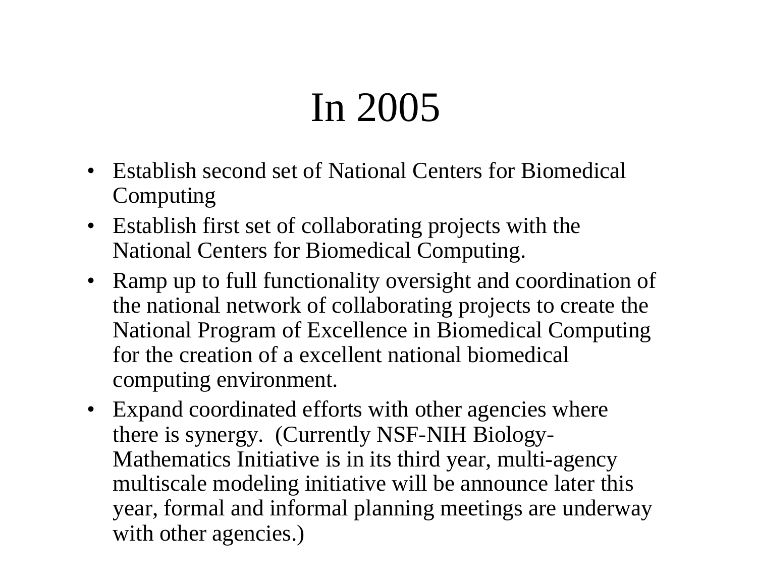# In 2005

- Establish second set of National Centers for Biomedical Computing
- Establish first set of collaborating projects with the National Centers for Biomedical Computing.
- Ramp up to full functionality oversight and coordination of the national network of collaborating projects to create the National Program of Excellence in Biomedical Computing for the creation of a excellent national biomedical computing environment.
- Expand coordinated efforts with other agencies where there is synergy. (Currently NSF-NIH Biology-Mathematics Initiative is in its third year, multi-agency multiscale modeling initiative will be announce later this year, formal and informal planning meetings are underway with other agencies.)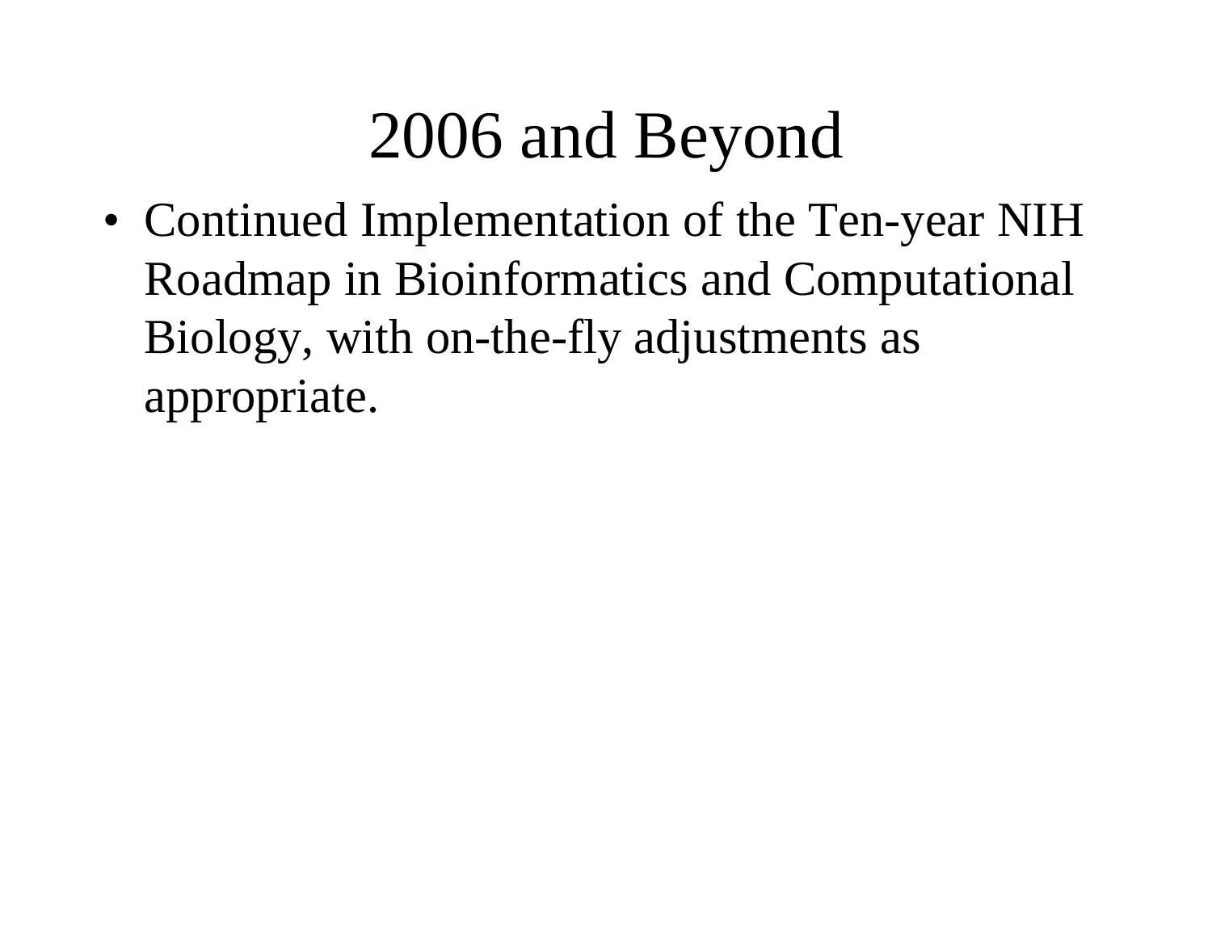# 2006 and Beyond

- Continued Implementation of the Ten-year NIH Roadmap in Bioinformatics and Computational Biology, with on-the-fly adjustments as appropriate.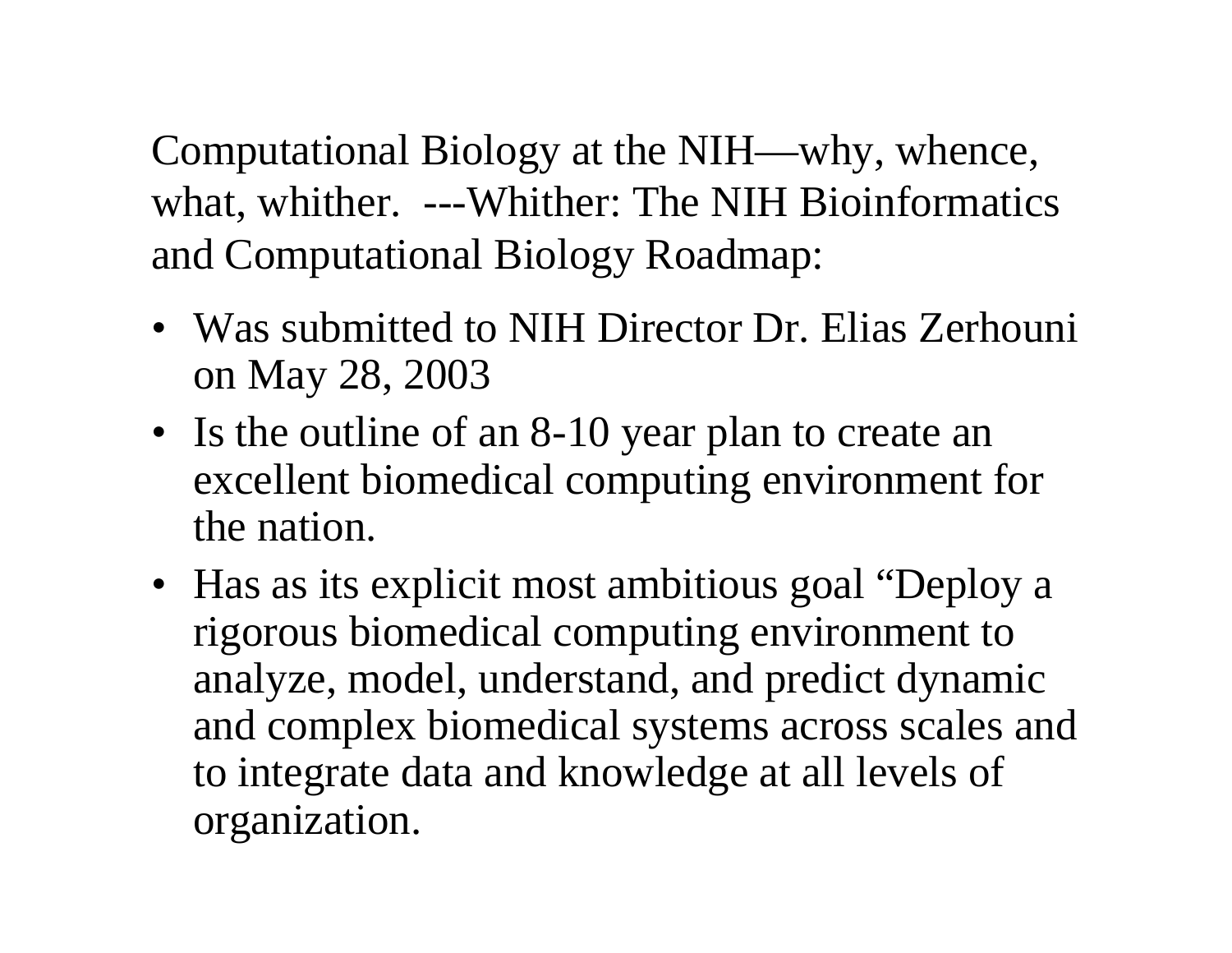Computational Biology at the NIH—why, whence, what, whither. ---Whither: The NIH Bioinformatics and Computational Biology Roadmap:

- Was submitted to NIH Director Dr. Elias Zerhouni on May 28, 2003
- Is the outline of an 8-10 year plan to create an excellent biomedical computing environment for the nation.
- Has as its explicit most ambitious goal “Deploy a rigorous biomedical computing environment to analyze, model, understand, and predict dynamic and complex biomedical systems across scales and to integrate data and knowledge at all levels of organization.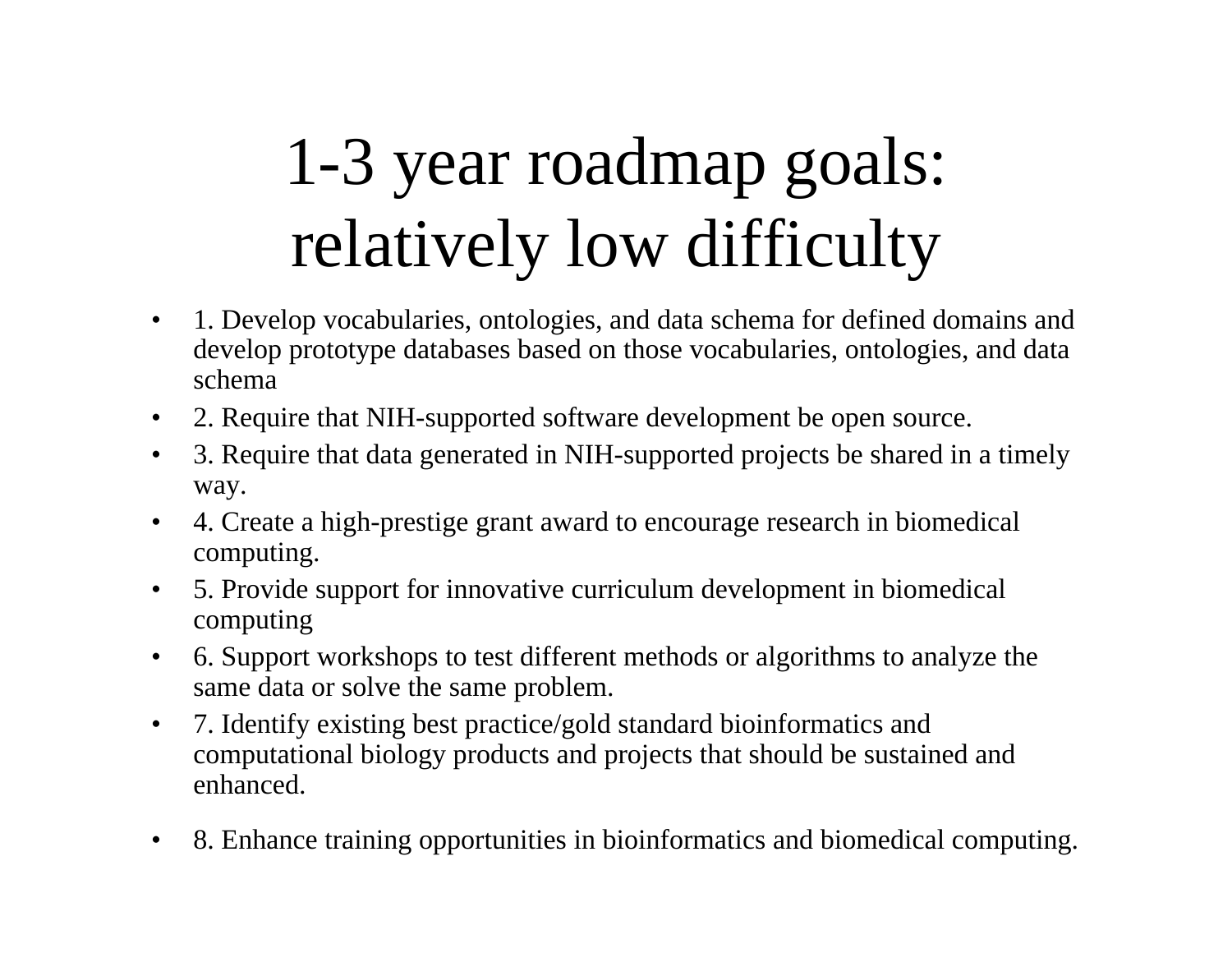# 1-3 year roadmap goals: relatively low difficulty

- 1. Develop vocabularies, ontologies, and data schema for defined domains and develop prototype databases based on those vocabularies, ontologies, and data schema
- 2. Require that NIH-supported software development be open source.
- 3. Require that data generated in NIH-supported projects be shared in a timely way.
- 4. Create a high-prestige grant award to encourage research in biomedical computing.
- 5. Provide support for innovative curriculum development in biomedical computing
- 6. Support workshops to test different methods or algorithms to analyze the same data or solve the same problem.
- 7. Identify existing best practice/gold standard bioinformatics and computational biology products and projects that should be sustained and enhanced.
- 8. Enhance training opportunities in bioinformatics and biomedical computing.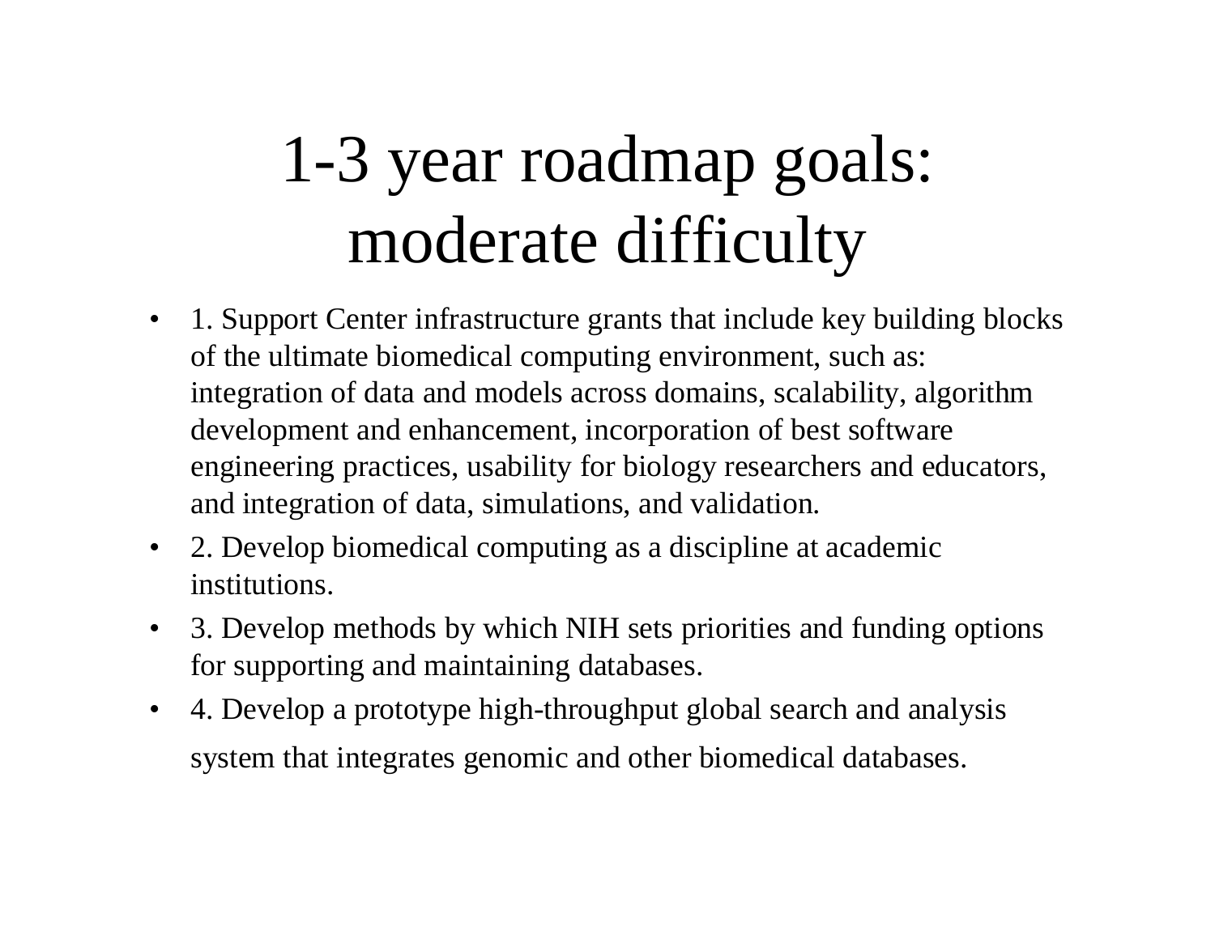# 1-3 year roadmap goals: moderate difficulty

- 1. Support Center infrastructure grants that include key building blocks of the ultimate biomedical computing environment, such as: integration of data and models across domains, scalability, algorithm development and enhancement, incorporation of best software engineering practices, usability for biology researchers and educators, and integration of data, simulations, and validation.
- 2. Develop biomedical computing as a discipline at academic institutions.
- 3. Develop methods by which NIH sets priorities and funding options for supporting and maintaining databases.
- 4. Develop a prototype high-throughput global search and analysis system that integrates genomic and other biomedical databases.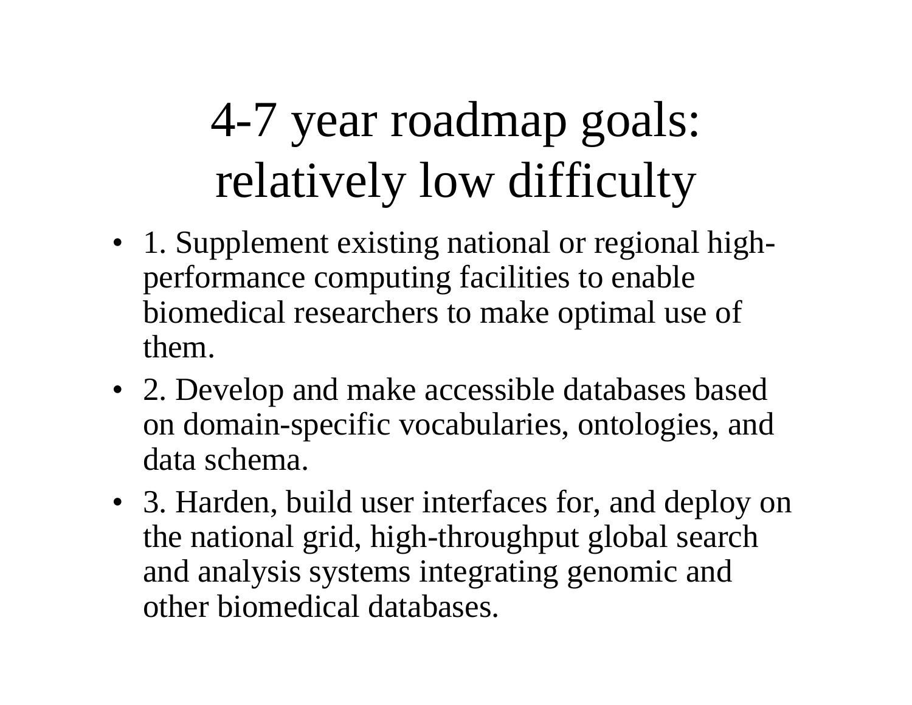# 4-7 year roadmap goals: relatively low difficulty

- 1. Supplement existing national or regional high-performance computing facilities to enable biomedical researchers to make optimal use of them.
- 2. Develop and make accessible databases based on domain-specific vocabularies, ontologies, and data schema.
- 3. Harden, build user interfaces for, and deploy on the national grid, high-throughput global search and analysis systems integrating genomic and other biomedical databases.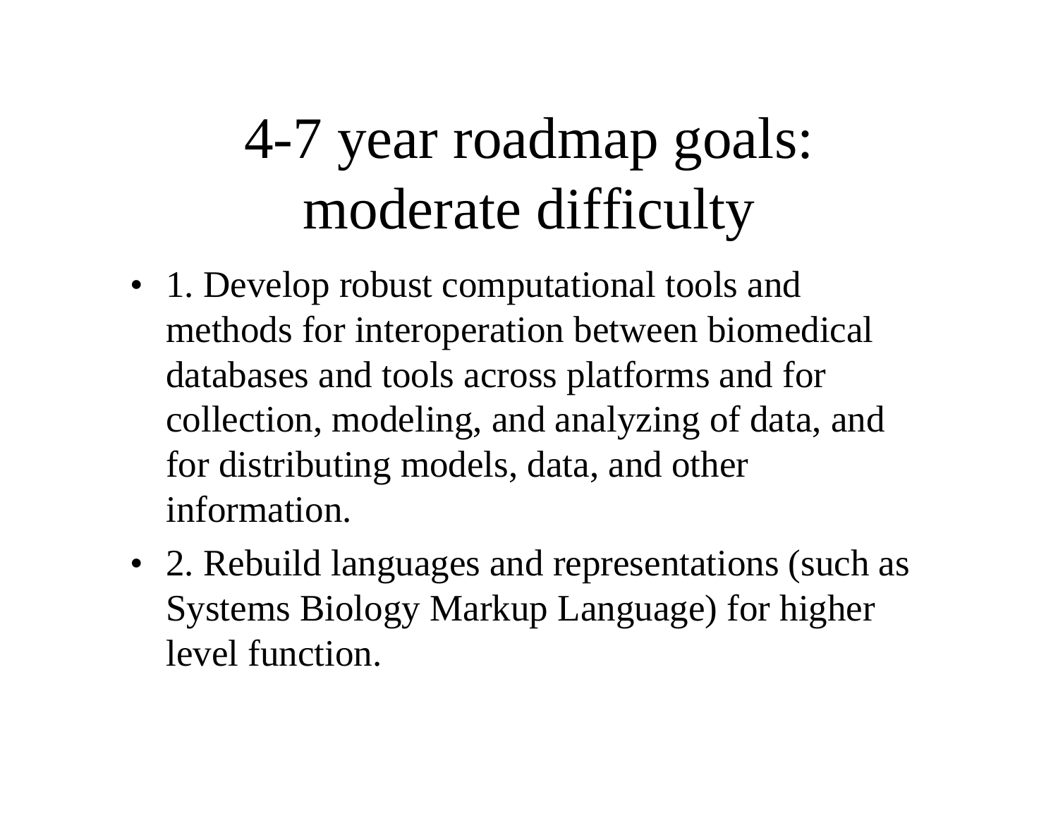# 4-7 year roadmap goals: moderate difficulty

- 1. Develop robust computational tools and methods for interoperation between biomedical databases and tools across platforms and for collection, modeling, and analyzing of data, and for distributing models, data, and other information.
- 2. Rebuild languages and representations (such as Systems Biology Markup Language) for higher level function.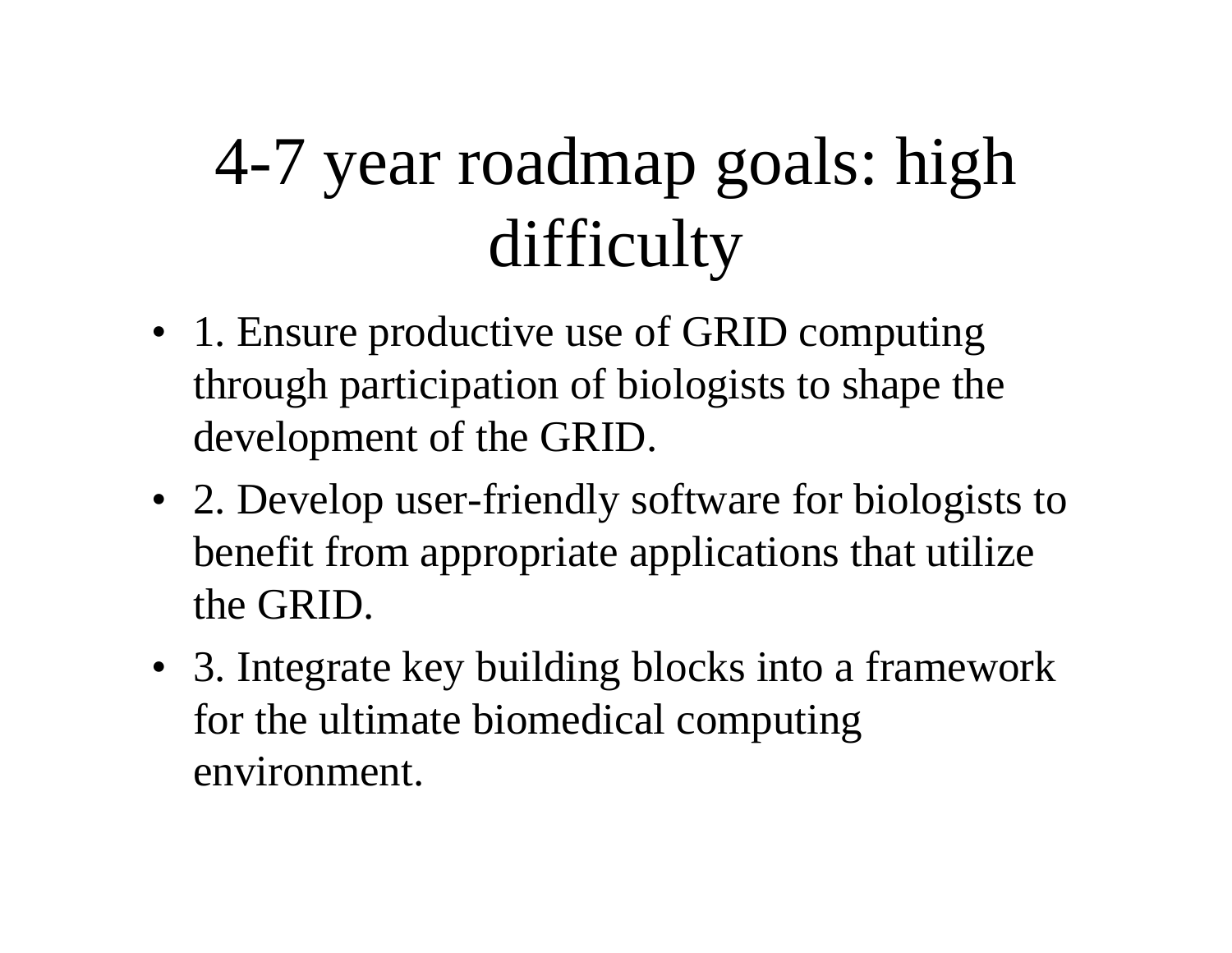# 4-7 year roadmap goals: high difficulty

- 1. Ensure productive use of GRID computing through participation of biologists to shape the development of the GRID.
- 2. Develop user-friendly software for biologists to benefit from appropriate applications that utilize the GRID.
- 3. Integrate key building blocks into a framework for the ultimate biomedical computing environment.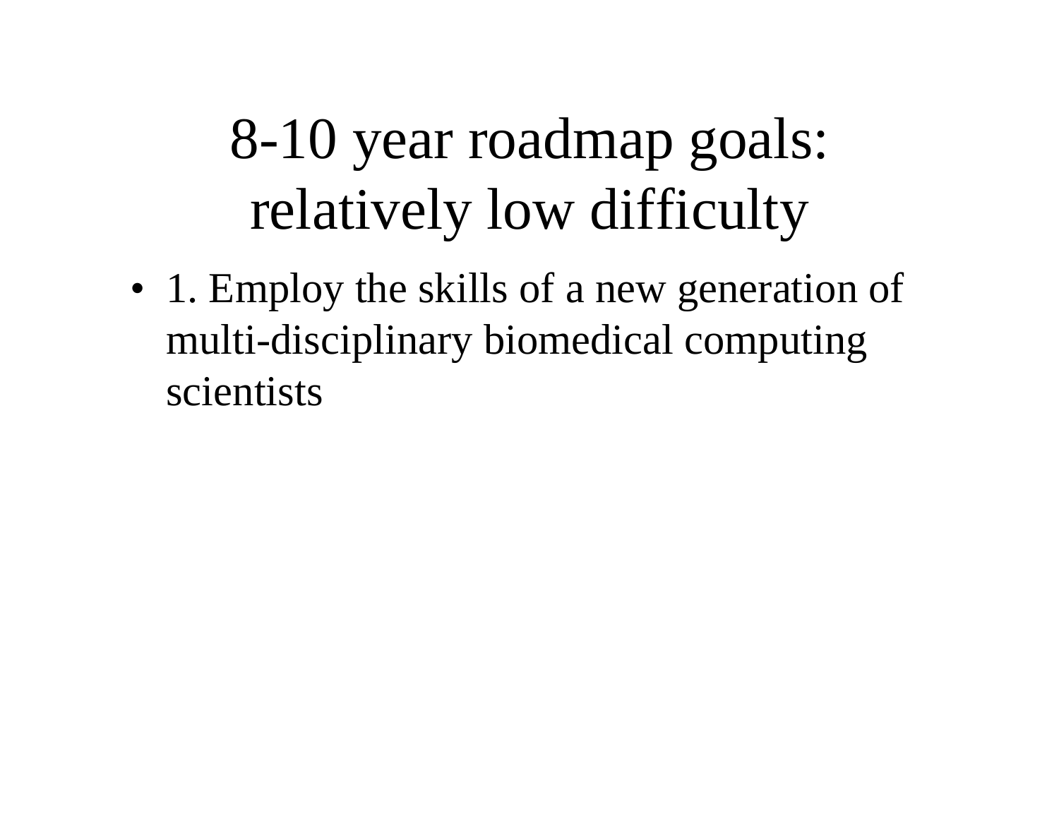# 8-10 year roadmap goals: relatively low difficulty

- 1. Employ the skills of a new generation of multi-disciplinary biomedical computing scientists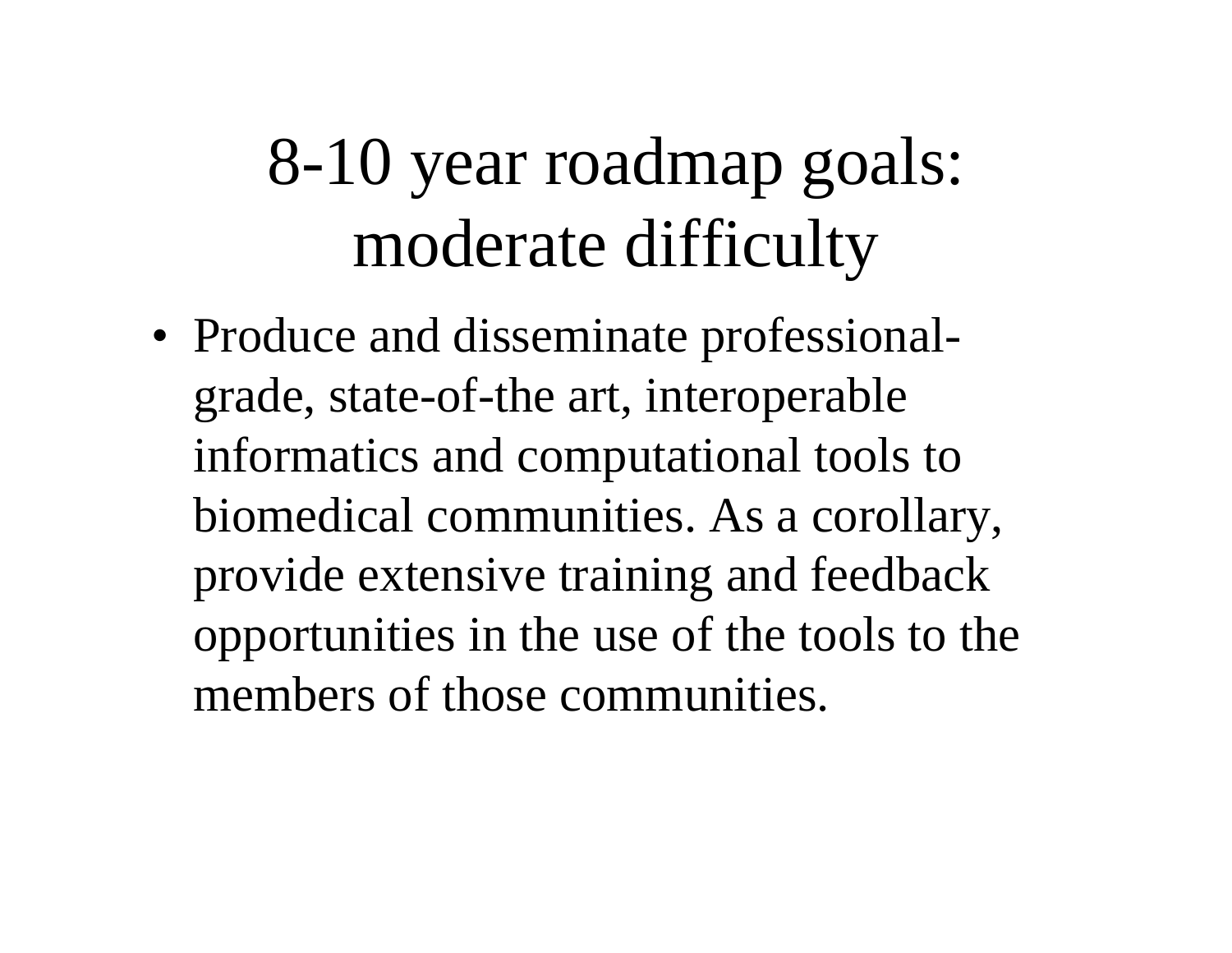# 8-10 year roadmap goals: moderate difficulty

- Produce and disseminate professional-grade, state-of-the art, interoperable informatics and computational tools to biomedical communities. As a corollary, provide extensive training and feedback opportunities in the use of the tools to the members of those communities.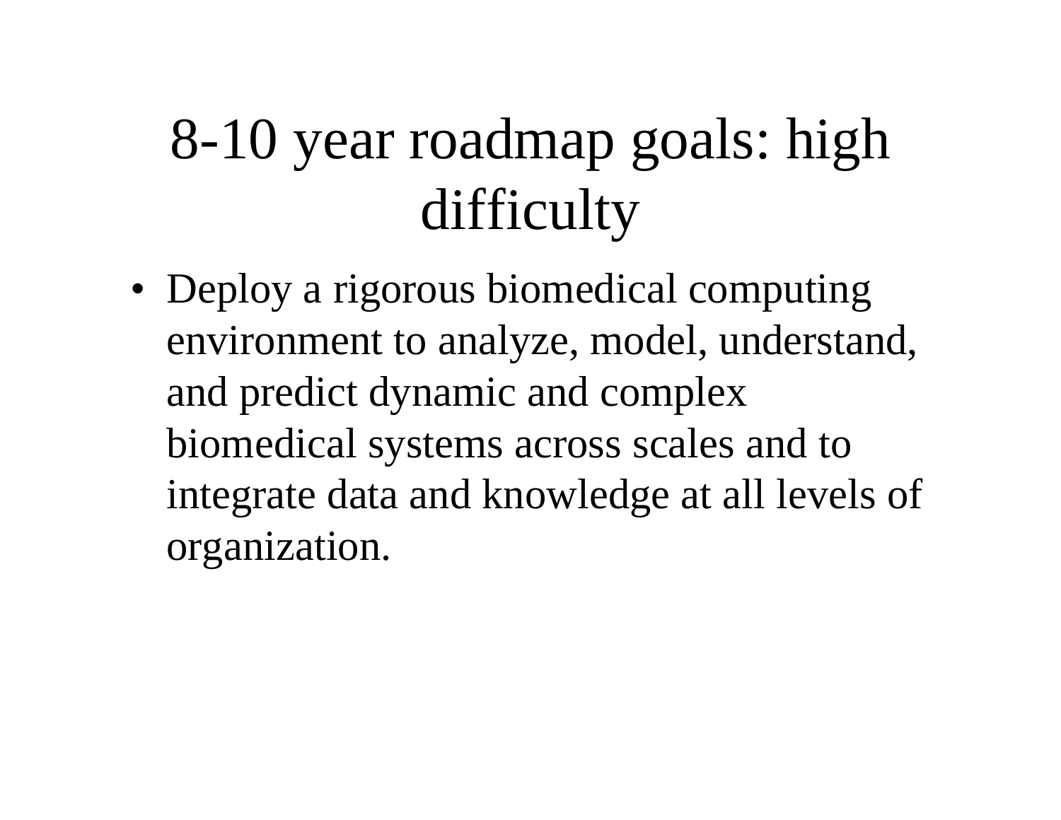# 8-10 year roadmap goals: high difficulty

- Deploy a rigorous biomedical computing environment to analyze, model, understand, and predict dynamic and complex biomedical systems across scales and to integrate data and knowledge at all levels of organization.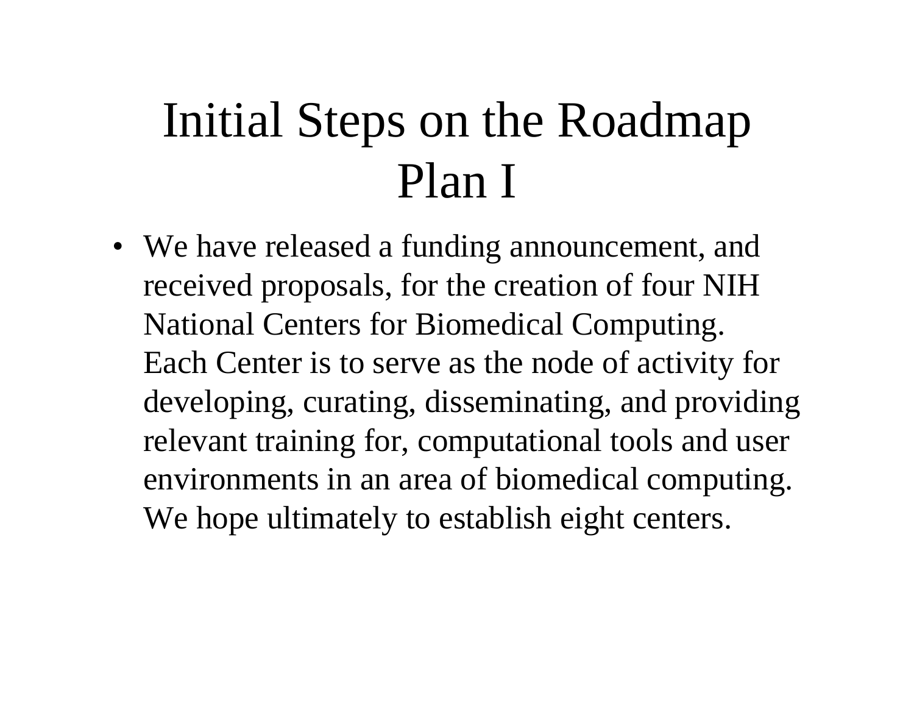# Initial Steps on the Roadmap Plan I

- We have released a funding announcement, and received proposals, for the creation of four NIH National Centers for Biomedical Computing. Each Center is to serve as the node of activity for developing, curating, disseminating, and providing relevant training for, computational tools and user environments in an area of biomedical computing. We hope ultimately to establish eight centers.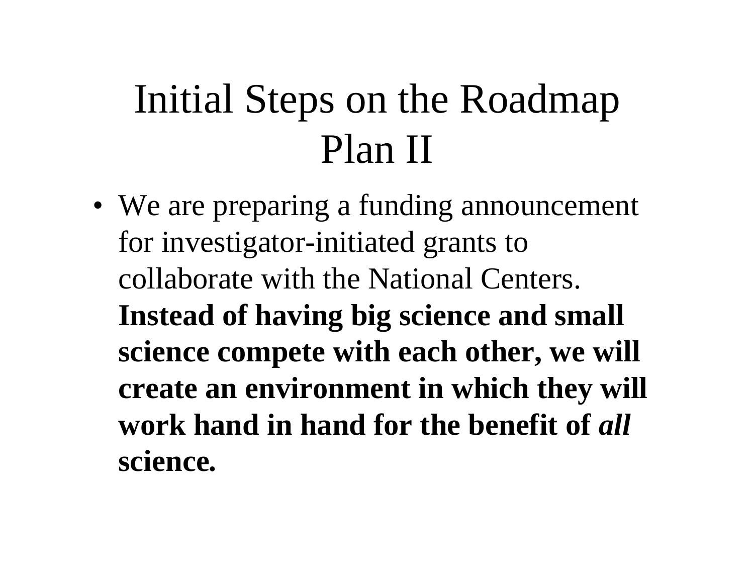# Initial Steps on the Roadmap Plan II

- We are preparing a funding announcement for investigator-initiated grants to collaborate with the National Centers. **Instead of having big science and small science compete with each other, we will create an environment in which they will work hand in hand for the benefit of *all* science.**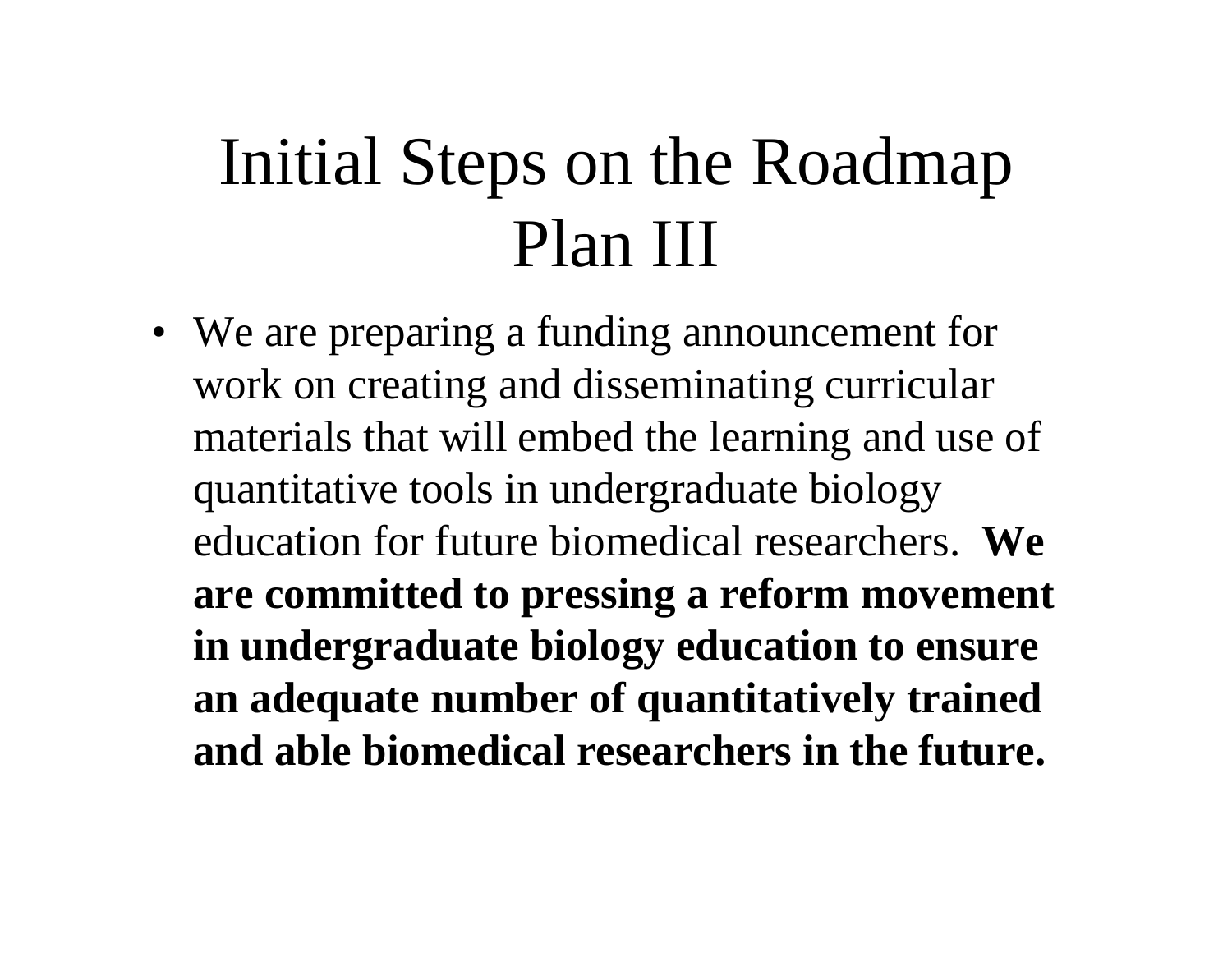# Initial Steps on the Roadmap Plan III

- We are preparing a funding announcement for work on creating and disseminating curricular materials that will embed the learning and use of quantitative tools in undergraduate biology education for future biomedical researchers. **We are committed to pressing a reform movement in undergraduate biology education to ensure an adequate number of quantitatively trained and able biomedical researchers in the future.**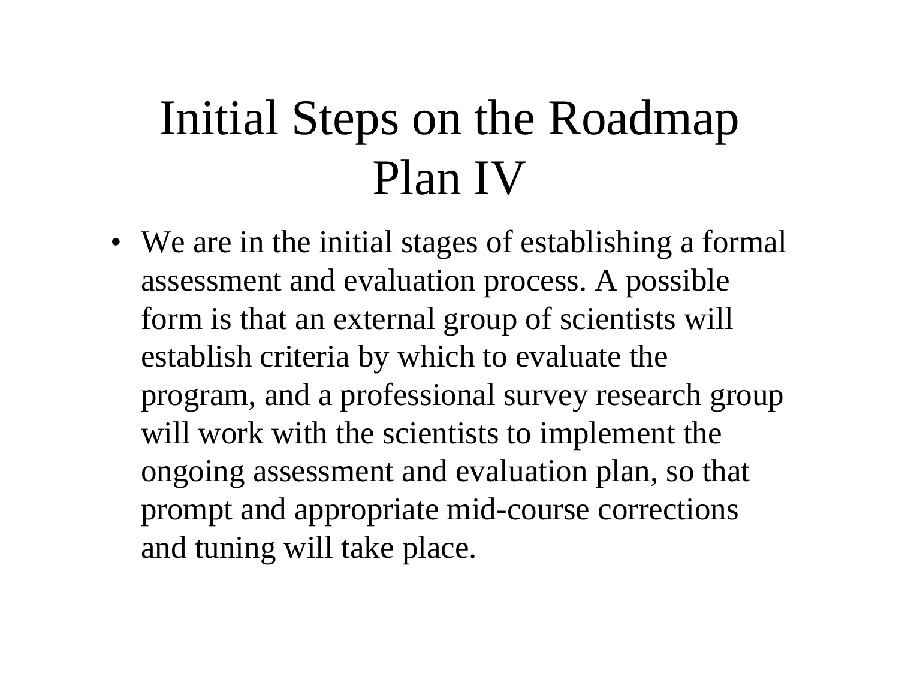# Initial Steps on the Roadmap Plan IV

- We are in the initial stages of establishing a formal assessment and evaluation process. A possible form is that an external group of scientists will establish criteria by which to evaluate the program, and a professional survey research group will work with the scientists to implement the ongoing assessment and evaluation plan, so that prompt and appropriate mid-course corrections and tuning will take place.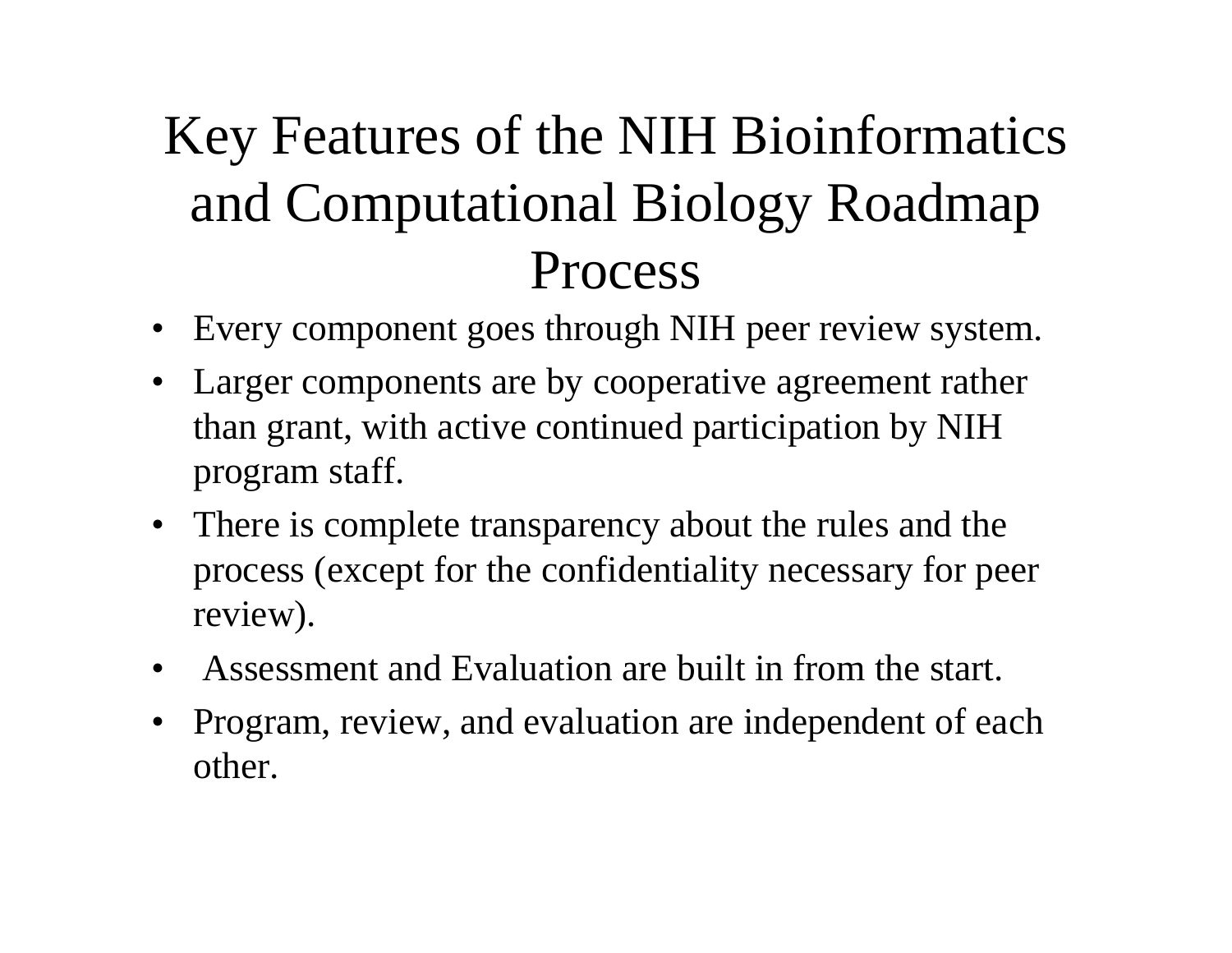# Key Features of the NIH Bioinformatics and Computational Biology Roadmap Process

- Every component goes through NIH peer review system.
- Larger components are by cooperative agreement rather than grant, with active continued participation by NIH program staff.
- There is complete transparency about the rules and the process (except for the confidentiality necessary for peer review).
- Assessment and Evaluation are built in from the start.
- Program, review, and evaluation are independent of each other.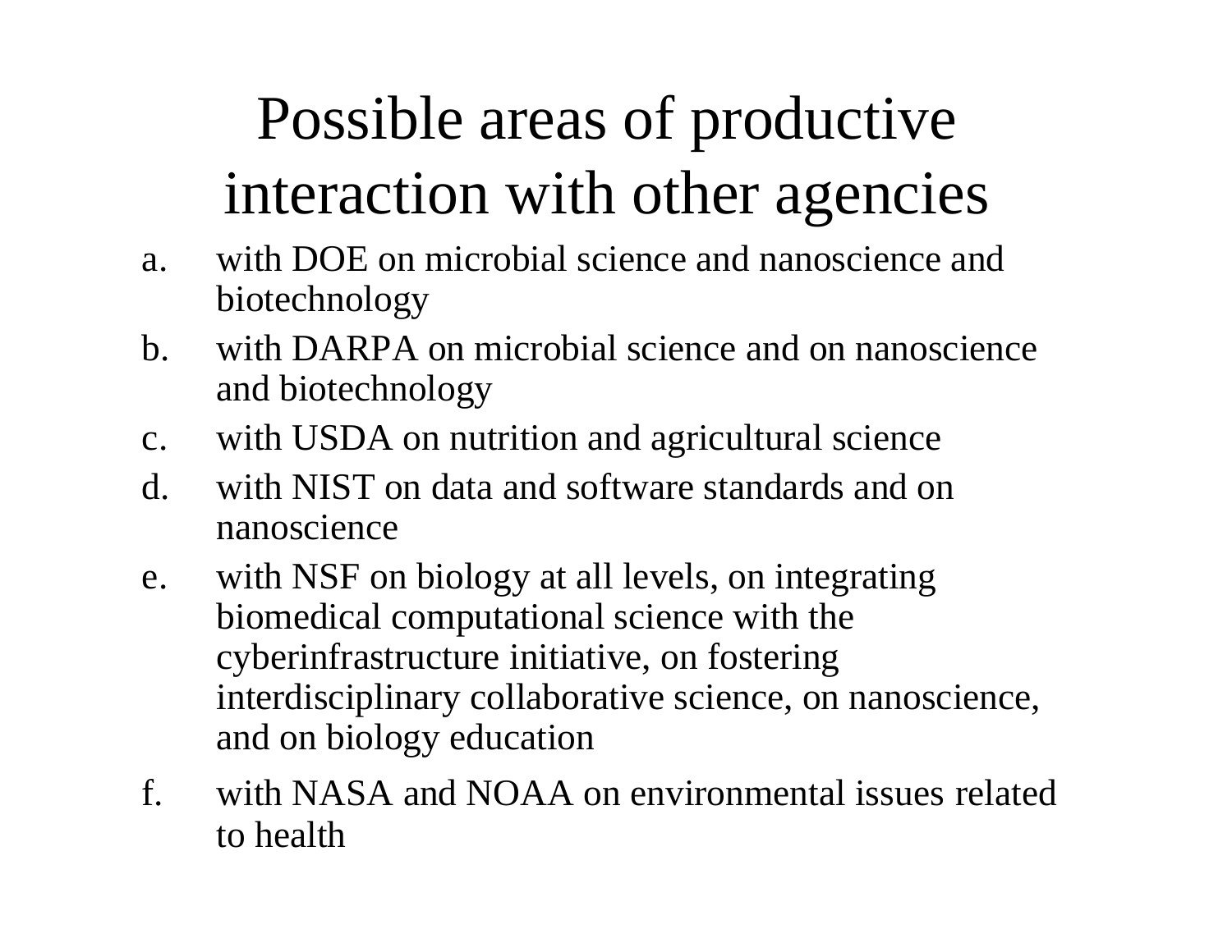# Possible areas of productive interaction with other agencies

a. with DOE on microbial science and nanoscience and biotechnology
b. with DARPA on microbial science and on nanoscience and biotechnology
c. with USDA on nutrition and agricultural science
d. with NIST on data and software standards and on nanoscience
e. with NSF on biology at all levels, on integrating biomedical computational science with the cyberinfrastructure initiative, on fostering interdisciplinary collaborative science, on nanoscience, and on biology education
f. with NASA and NOAA on environmental issues related to health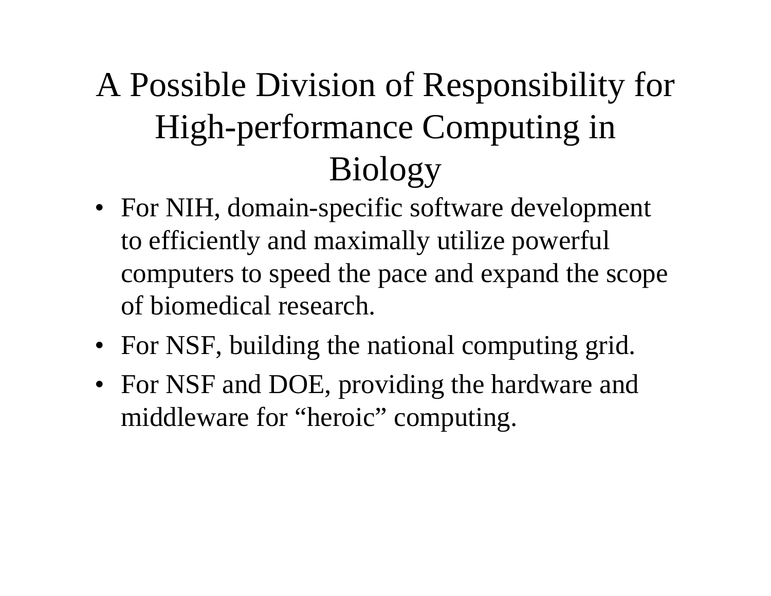# A Possible Division of Responsibility for High-performance Computing in Biology

- For NIH, domain-specific software development to efficiently and maximally utilize powerful computers to speed the pace and expand the scope of biomedical research.
- For NSF, building the national computing grid.
- For NSF and DOE, providing the hardware and middleware for “heroic” computing.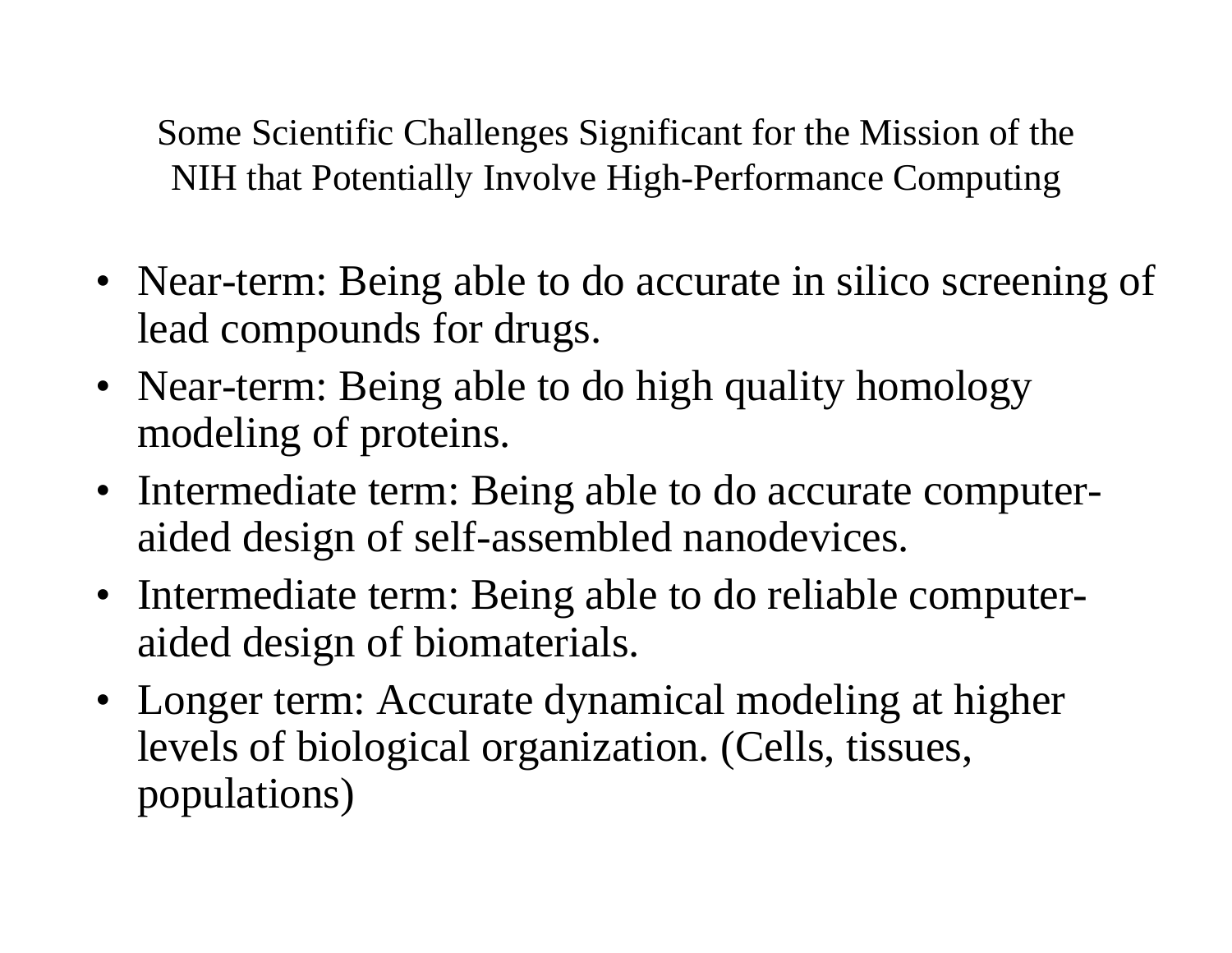## Some Scientific Challenges Significant for the Mission of the NIH that Potentially Involve High-Performance Computing

- Near-term: Being able to do accurate in silico screening of lead compounds for drugs.
- Near-term: Being able to do high quality homology modeling of proteins.
- Intermediate term: Being able to do accurate computer-aided design of self-assembled nanodevices.
- Intermediate term: Being able to do reliable computer-aided design of biomaterials.
- Longer term: Accurate dynamical modeling at higher levels of biological organization. (Cells, tissues, populations)